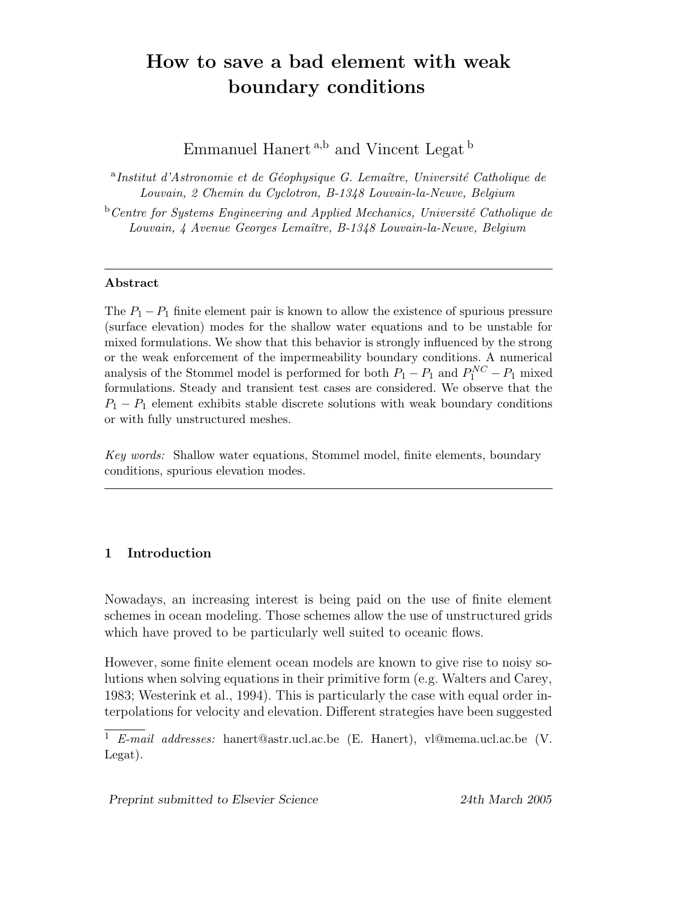# How to save a bad element with weak boundary conditions

Emmanuel Hanert [a,b] and Vincent Legat [b]

[a] *Institut d'Astronomie et de Géophysique G. Lemaître, Université Catholique de Louvain, 2 Chemin du Cyclotron, B-1348 Louvain-la-Neuve, Belgium*

[b] *Centre for Systems Engineering and Applied Mechanics, Université Catholique de Louvain, 4 Avenue Georges Lemaître, B-1348 Louvain-la-Neuve, Belgium*

---

**Abstract**

The $P_1 - P_1$ finite element pair is known to allow the existence of spurious pressure (surface elevation) modes for the shallow water equations and to be unstable for mixed formulations. We show that this behavior is strongly influenced by the strong or the weak enforcement of the impermeability boundary conditions. A numerical analysis of the Stommel model is performed for both $P_1 - P_1$ and $P_1^{NC} - P_1$ mixed formulations. Steady and transient test cases are considered. We observe that the $P_1 - P_1$ element exhibits stable discrete solutions with weak boundary conditions or with fully unstructured meshes.

*Key words:* Shallow water equations, Stommel model, finite elements, boundary conditions, spurious elevation modes.

---

## 1 Introduction

Nowadays, an increasing interest is being paid on the use of finite element schemes in ocean modeling. Those schemes allow the use of unstructured grids which have proved to be particularly well suited to oceanic flows.

However, some finite element ocean models are known to give rise to noisy solutions when solving equations in their primitive form (e.g. Walters and Carey, 1983; Westerink et al., 1994). This is particularly the case with equal order interpolations for velocity and elevation. Different strategies have been suggested

[1] *E-mail addresses:* hanert@astr.ucl.ac.be (E. Hanert), vl@mema.ucl.ac.be (V. Legat).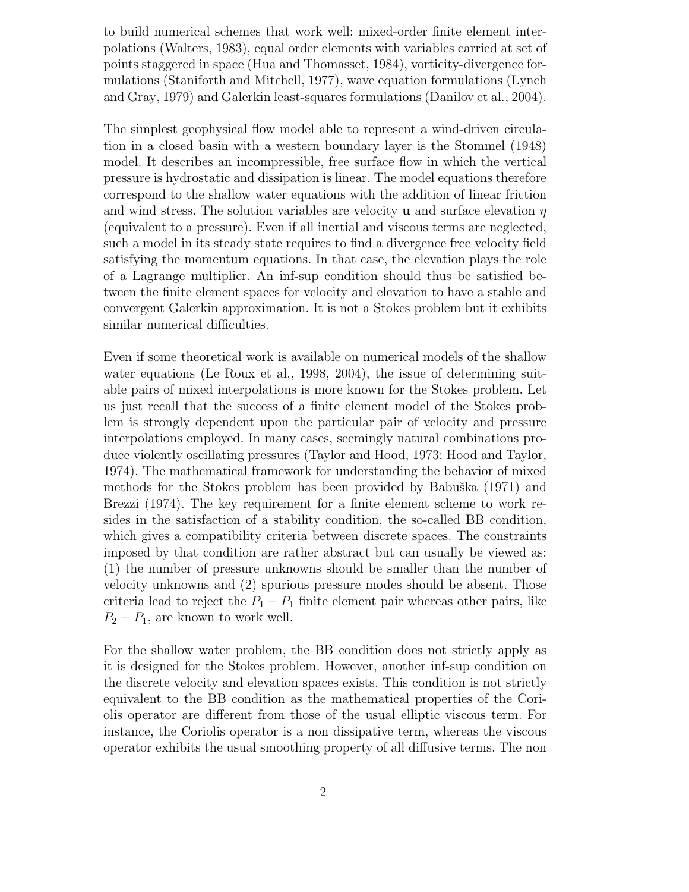to build numerical schemes that work well: mixed-order finite element interpolations (Walters, 1983), equal order elements with variables carried at set of points staggered in space (Hua and Thomasset, 1984), vorticity-divergence formulations (Staniforth and Mitchell, 1977), wave equation formulations (Lynch and Gray, 1979) and Galerkin least-squares formulations (Danilov et al., 2004).

The simplest geophysical flow model able to represent a wind-driven circulation in a closed basin with a western boundary layer is the Stommel (1948) model. It describes an incompressible, free surface flow in which the vertical pressure is hydrostatic and dissipation is linear. The model equations therefore correspond to the shallow water equations with the addition of linear friction and wind stress. The solution variables are velocity $\mathbf{u}$ and surface elevation $\eta$ (equivalent to a pressure). Even if all inertial and viscous terms are neglected, such a model in its steady state requires to find a divergence free velocity field satisfying the momentum equations. In that case, the elevation plays the role of a Lagrange multiplier. An inf-sup condition should thus be satisfied between the finite element spaces for velocity and elevation to have a stable and convergent Galerkin approximation. It is not a Stokes problem but it exhibits similar numerical difficulties.

Even if some theoretical work is available on numerical models of the shallow water equations (Le Roux et al., 1998, 2004), the issue of determining suitable pairs of mixed interpolations is more known for the Stokes problem. Let us just recall that the success of a finite element model of the Stokes problem is strongly dependent upon the particular pair of velocity and pressure interpolations employed. In many cases, seemingly natural combinations produce violently oscillating pressures (Taylor and Hood, 1973; Hood and Taylor, 1974). The mathematical framework for understanding the behavior of mixed methods for the Stokes problem has been provided by Babuška (1971) and Brezzi (1974). The key requirement for a finite element scheme to work resides in the satisfaction of a stability condition, the so-called BB condition, which gives a compatibility criteria between discrete spaces. The constraints imposed by that condition are rather abstract but can usually be viewed as: (1) the number of pressure unknowns should be smaller than the number of velocity unknowns and (2) spurious pressure modes should be absent. Those criteria lead to reject the $P_1 - P_1$ finite element pair whereas other pairs, like $P_2 - P_1$, are known to work well.

For the shallow water problem, the BB condition does not strictly apply as it is designed for the Stokes problem. However, another inf-sup condition on the discrete velocity and elevation spaces exists. This condition is not strictly equivalent to the BB condition as the mathematical properties of the Coriolis operator are different from those of the usual elliptic viscous term. For instance, the Coriolis operator is a non dissipative term, whereas the viscous operator exhibits the usual smoothing property of all diffusive terms. The non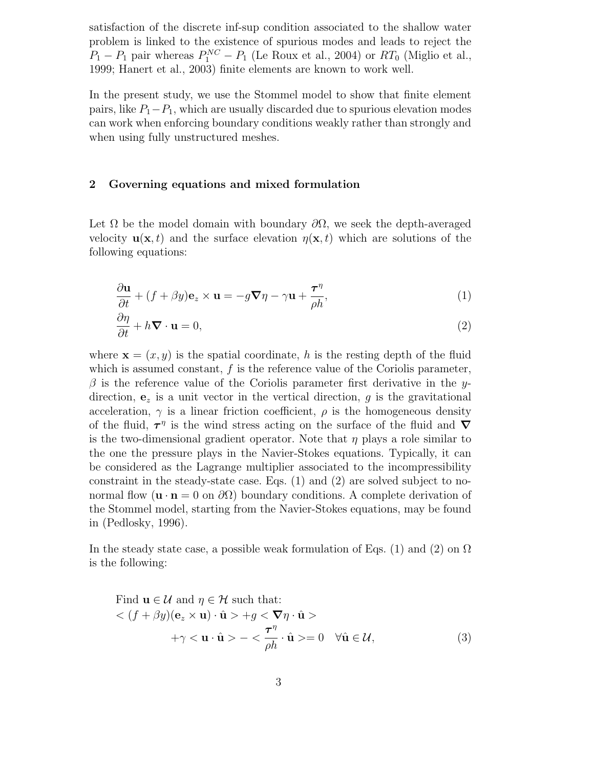satisfaction of the discrete inf-sup condition associated to the shallow water problem is linked to the existence of spurious modes and leads to reject the $P_1 - P_1$ pair whereas $P_1^{NC} - P_1$ (Le Roux et al., 2004) or $RT_0$ (Miglio et al., 1999; Hanert et al., 2003) finite elements are known to work well.

In the present study, we use the Stommel model to show that finite element pairs, like $P_1 - P_1$, which are usually discarded due to spurious elevation modes can work when enforcing boundary conditions weakly rather than strongly and when using fully unstructured meshes.

## 2 Governing equations and mixed formulation

Let $\Omega$ be the model domain with boundary $\partial\Omega$, we seek the depth-averaged velocity $\mathbf{u}(\mathbf{x}, t)$ and the surface elevation $\eta(\mathbf{x}, t)$ which are solutions of the following equations:

$$\frac{\partial \mathbf{u}}{\partial t} + (f + \beta y)\mathbf{e}_z \times \mathbf{u} = -g\boldsymbol{\nabla}\eta - \gamma\mathbf{u} + \frac{\boldsymbol{\tau}^\eta}{\rho h}, \tag{1}$$

$$\frac{\partial \eta}{\partial t} + h\boldsymbol{\nabla} \cdot \mathbf{u} = 0, \tag{2}$$

where $\mathbf{x} = (x, y)$ is the spatial coordinate, $h$ is the resting depth of the fluid which is assumed constant, $f$ is the reference value of the Coriolis parameter, $\beta$ is the reference value of the Coriolis parameter first derivative in the $y$-direction, $\mathbf{e}_z$ is a unit vector in the vertical direction, $g$ is the gravitational acceleration, $\gamma$ is a linear friction coefficient, $\rho$ is the homogeneous density of the fluid, $\boldsymbol{\tau}^\eta$ is the wind stress acting on the surface of the fluid and $\boldsymbol{\nabla}$ is the two-dimensional gradient operator. Note that $\eta$ plays a role similar to the one the pressure plays in the Navier-Stokes equations. Typically, it can be considered as the Lagrange multiplier associated to the incompressibility constraint in the steady-state case. Eqs. (1) and (2) are solved subject to no-normal flow ($\mathbf{u} \cdot \mathbf{n} = 0$ on $\partial\Omega$) boundary conditions. A complete derivation of the Stommel model, starting from the Navier-Stokes equations, may be found in (Pedlosky, 1996).

In the steady state case, a possible weak formulation of Eqs. (1) and (2) on $\Omega$ is the following:

$$\begin{aligned}
&\text{Find } \mathbf{u} \in \mathcal{U} \text{ and } \eta \in \mathcal{H} \text{ such that:} \\
&< (f + \beta y)(\mathbf{e}_z \times \mathbf{u}) \cdot \hat{\mathbf{u}} > + g < \boldsymbol{\nabla}\eta \cdot \hat{\mathbf{u}} > \\
&\qquad\qquad + \gamma < \mathbf{u} \cdot \hat{\mathbf{u}} > - < \frac{\boldsymbol{\tau}^\eta}{\rho h} \cdot \hat{\mathbf{u}} > = 0 \quad \forall \hat{\mathbf{u}} \in \mathcal{U},
\end{aligned} \tag{3}$$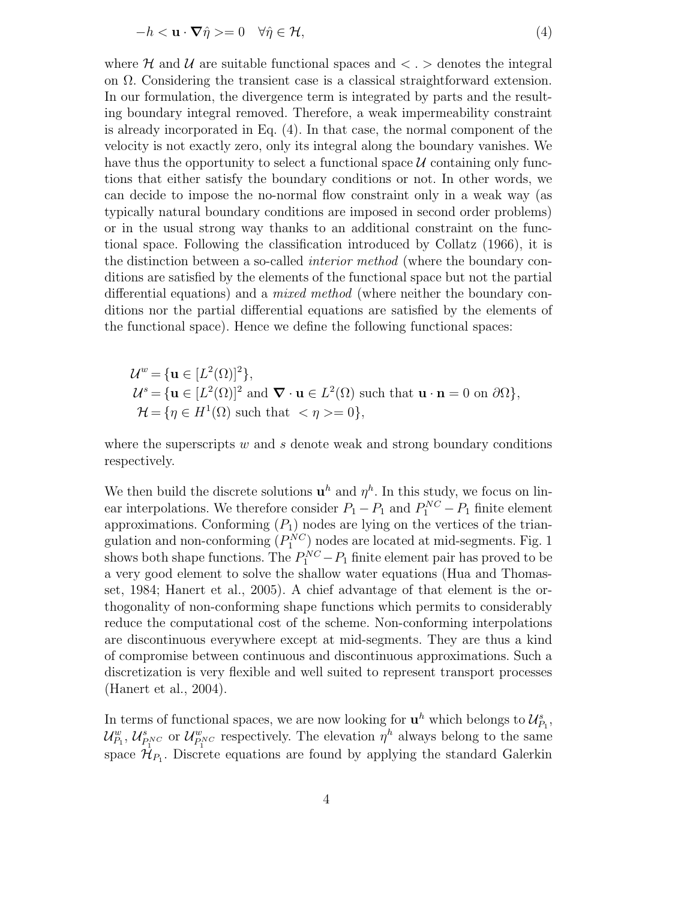$$-h < \mathbf{u} \cdot \boldsymbol{\nabla} \hat{\eta} >= 0 \quad \forall \hat{\eta} \in \mathcal{H}, \tag{4}$$

where $\mathcal{H}$ and $\mathcal{U}$ are suitable functional spaces and $< . >$ denotes the integral on $\Omega$. Considering the transient case is a classical straightforward extension. In our formulation, the divergence term is integrated by parts and the resulting boundary integral removed. Therefore, a weak impermeability constraint is already incorporated in Eq. (4). In that case, the normal component of the velocity is not exactly zero, only its integral along the boundary vanishes. We have thus the opportunity to select a functional space $\mathcal{U}$ containing only functions that either satisfy the boundary conditions or not. In other words, we can decide to impose the no-normal flow constraint only in a weak way (as typically natural boundary conditions are imposed in second order problems) or in the usual strong way thanks to an additional constraint on the functional space. Following the classification introduced by Collatz (1966), it is the distinction between a so-called *interior method* (where the boundary conditions are satisfied by the elements of the functional space but not the partial differential equations) and a *mixed method* (where neither the boundary conditions nor the partial differential equations are satisfied by the elements of the functional space). Hence we define the following functional spaces:

$$\begin{aligned}
\mathcal{U}^w &= \{\mathbf{u} \in [L^2(\Omega)]^2\}, \\
\mathcal{U}^s &= \{\mathbf{u} \in [L^2(\Omega)]^2 \text{ and } \boldsymbol{\nabla} \cdot \mathbf{u} \in L^2(\Omega) \text{ such that } \mathbf{u} \cdot \mathbf{n} = 0 \text{ on } \partial\Omega\}, \\
\mathcal{H} &= \{\eta \in H^1(\Omega) \text{ such that } < \eta >= 0\},
\end{aligned}$$

where the superscripts $w$ and $s$ denote weak and strong boundary conditions respectively.

We then build the discrete solutions $\mathbf{u}^h$ and $\eta^h$. In this study, we focus on linear interpolations. We therefore consider $P_1 - P_1$ and $P_1^{NC} - P_1$ finite element approximations. Conforming ($P_1$) nodes are lying on the vertices of the triangulation and non-conforming ($P_1^{NC}$) nodes are located at mid-segments. Fig. 1 shows both shape functions. The $P_1^{NC} - P_1$ finite element pair has proved to be a very good element to solve the shallow water equations (Hua and Thomasset, 1984; Hanert et al., 2005). A chief advantage of that element is the orthogonality of non-conforming shape functions which permits to considerably reduce the computational cost of the scheme. Non-conforming interpolations are discontinuous everywhere except at mid-segments. They are thus a kind of compromise between continuous and discontinuous approximations. Such a discretization is very flexible and well suited to represent transport processes (Hanert et al., 2004).

In terms of functional spaces, we are now looking for $\mathbf{u}^h$ which belongs to $\mathcal{U}^s_{P_1}$, $\mathcal{U}^w_{P_1}$, $\mathcal{U}^s_{P_1^{NC}}$ or $\mathcal{U}^w_{P_1^{NC}}$ respectively. The elevation $\eta^h$ always belong to the same space $\mathcal{H}_{P_1}$. Discrete equations are found by applying the standard Galerkin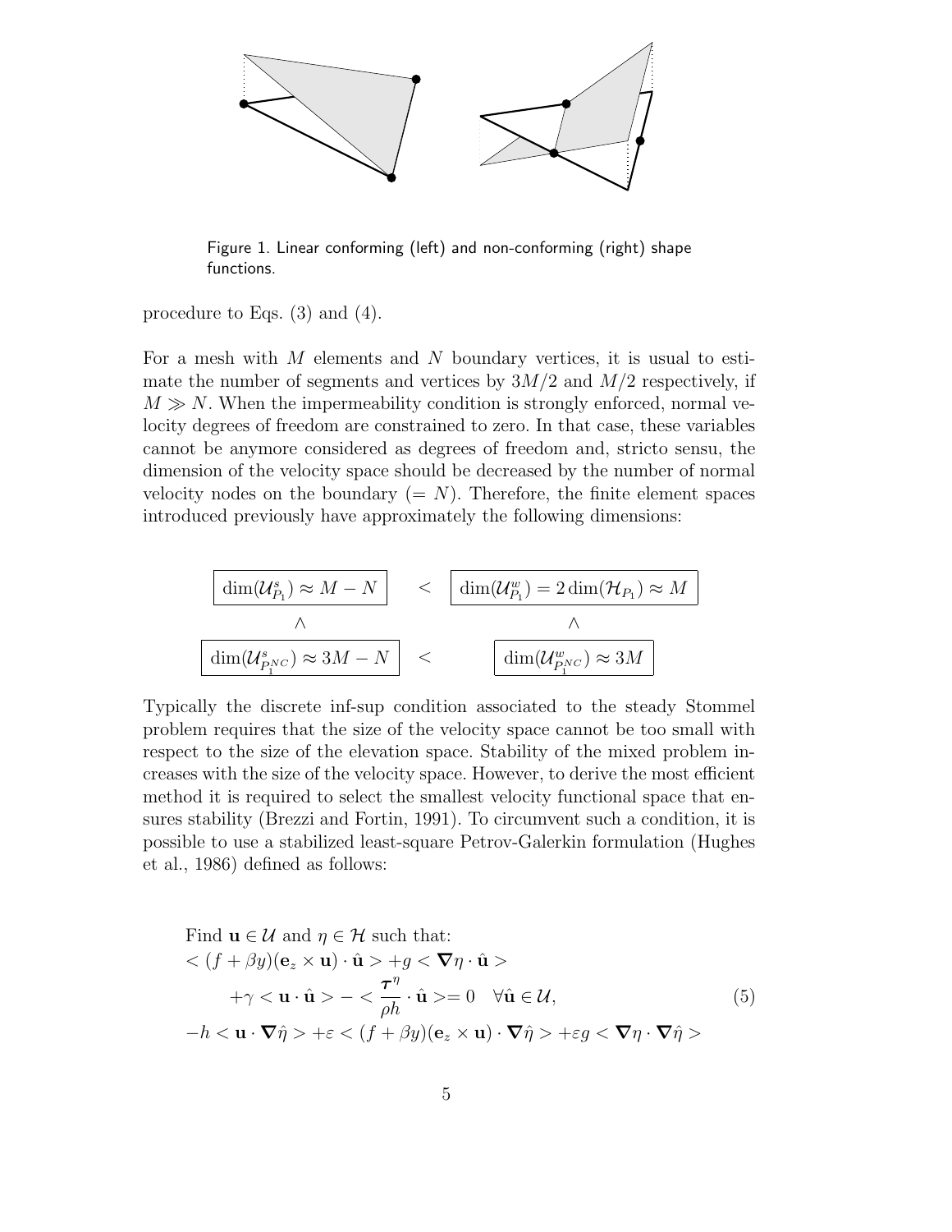Figure 1. Linear conforming (left) and non-conforming (right) shape functions.

procedure to Eqs. (3) and (4).

For a mesh with $M$ elements and $N$ boundary vertices, it is usual to estimate the number of segments and vertices by $3M/2$ and $M/2$ respectively, if $M \gg N$. When the impermeability condition is strongly enforced, normal velocity degrees of freedom are constrained to zero. In that case, these variables cannot be anymore considered as degrees of freedom and, stricto sensu, the dimension of the velocity space should be decreased by the number of normal velocity nodes on the boundary ($= N$). Therefore, the finite element spaces introduced previously have approximately the following dimensions:

$$
\begin{array}{ccc}
\boxed{\dim(\mathcal{U}^s_{P_1}) \approx M - N} & < & \boxed{\dim(\mathcal{U}^w_{P_1}) = 2\dim(\mathcal{H}_{P_1}) \approx M} \\
\wedge & & \wedge \\
\boxed{\dim(\mathcal{U}^s_{P_1^{NC}}) \approx 3M - N} & < & \boxed{\dim(\mathcal{U}^w_{P_1^{NC}}) \approx 3M}
\end{array}
$$

Typically the discrete inf-sup condition associated to the steady Stommel problem requires that the size of the velocity space cannot be too small with respect to the size of the elevation space. Stability of the mixed problem increases with the size of the velocity space. However, to derive the most efficient method it is required to select the smallest velocity functional space that ensures stability (Brezzi and Fortin, 1991). To circumvent such a condition, it is possible to use a stabilized least-square Petrov-Galerkin formulation (Hughes et al., 1986) defined as follows:

$$
\begin{aligned}
&\text{Find } \mathbf{u} \in \mathcal{U} \text{ and } \eta \in \mathcal{H} \text{ such that:} \\
&< (f + \beta y)(\mathbf{e}_z \times \mathbf{u}) \cdot \hat{\mathbf{u}} > + g < \boldsymbol{\nabla}\eta \cdot \hat{\mathbf{u}} > \\
&\qquad + \gamma < \mathbf{u} \cdot \hat{\mathbf{u}} > - < \frac{\boldsymbol{\tau}^\eta}{\rho h} \cdot \hat{\mathbf{u}} > = 0 \quad \forall \hat{\mathbf{u}} \in \mathcal{U}, \qquad (5) \\
&-h < \mathbf{u} \cdot \boldsymbol{\nabla}\hat{\eta} > + \varepsilon < (f + \beta y)(\mathbf{e}_z \times \mathbf{u}) \cdot \boldsymbol{\nabla}\hat{\eta} > + \varepsilon g < \boldsymbol{\nabla}\eta \cdot \boldsymbol{\nabla}\hat{\eta} >
\end{aligned}
$$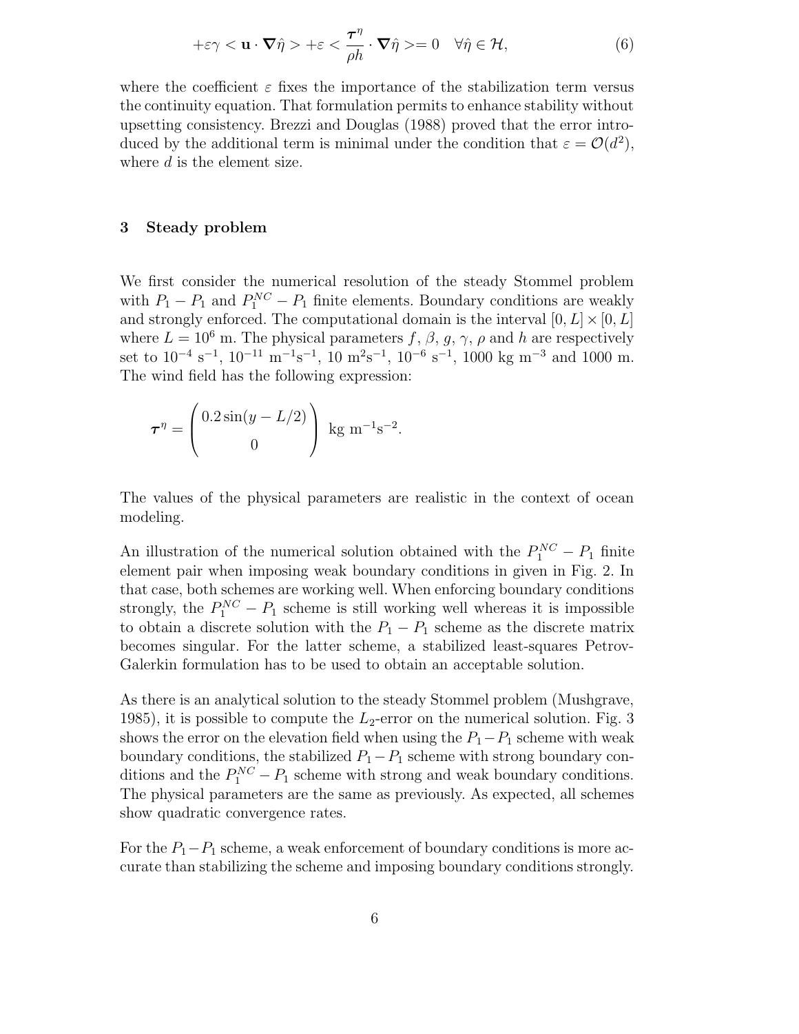$$+\varepsilon\gamma < \mathbf{u} \cdot \boldsymbol{\nabla}\hat{\eta} > +\varepsilon < \frac{\boldsymbol{\tau}^{\eta}}{\rho h} \cdot \boldsymbol{\nabla}\hat{\eta} >= 0 \quad \forall \hat{\eta} \in \mathcal{H}, \tag{6}$$

where the coefficient $\varepsilon$ fixes the importance of the stabilization term versus the continuity equation. That formulation permits to enhance stability without upsetting consistency. Brezzi and Douglas (1988) proved that the error introduced by the additional term is minimal under the condition that $\varepsilon = \mathcal{O}(d^2)$, where $d$ is the element size.

## 3 Steady problem

We first consider the numerical resolution of the steady Stommel problem with $P_1 - P_1$ and $P_1^{NC} - P_1$ finite elements. Boundary conditions are weakly and strongly enforced. The computational domain is the interval $[0, L] \times [0, L]$ where $L = 10^6$ m. The physical parameters $f$, $\beta$, $g$, $\gamma$, $\rho$ and $h$ are respectively set to $10^{-4}$ s$^{-1}$, $10^{-11}$ m$^{-1}$s$^{-1}$, 10 m$^2$s$^{-1}$, $10^{-6}$ s$^{-1}$, 1000 kg m$^{-3}$ and 1000 m. The wind field has the following expression:

$$\boldsymbol{\tau}^{\eta} = \begin{pmatrix} 0.2 \sin(y - L/2) \\ 0 \end{pmatrix} \text{ kg m}^{-1}\text{s}^{-2}.$$

The values of the physical parameters are realistic in the context of ocean modeling.

An illustration of the numerical solution obtained with the $P_1^{NC} - P_1$ finite element pair when imposing weak boundary conditions in given in Fig. 2. In that case, both schemes are working well. When enforcing boundary conditions strongly, the $P_1^{NC} - P_1$ scheme is still working well whereas it is impossible to obtain a discrete solution with the $P_1 - P_1$ scheme as the discrete matrix becomes singular. For the latter scheme, a stabilized least-squares Petrov-Galerkin formulation has to be used to obtain an acceptable solution.

As there is an analytical solution to the steady Stommel problem (Mushgrave, 1985), it is possible to compute the $L_2$-error on the numerical solution. Fig. 3 shows the error on the elevation field when using the $P_1 - P_1$ scheme with weak boundary conditions, the stabilized $P_1 - P_1$ scheme with strong boundary conditions and the $P_1^{NC} - P_1$ scheme with strong and weak boundary conditions. The physical parameters are the same as previously. As expected, all schemes show quadratic convergence rates.

For the $P_1 - P_1$ scheme, a weak enforcement of boundary conditions is more accurate than stabilizing the scheme and imposing boundary conditions strongly.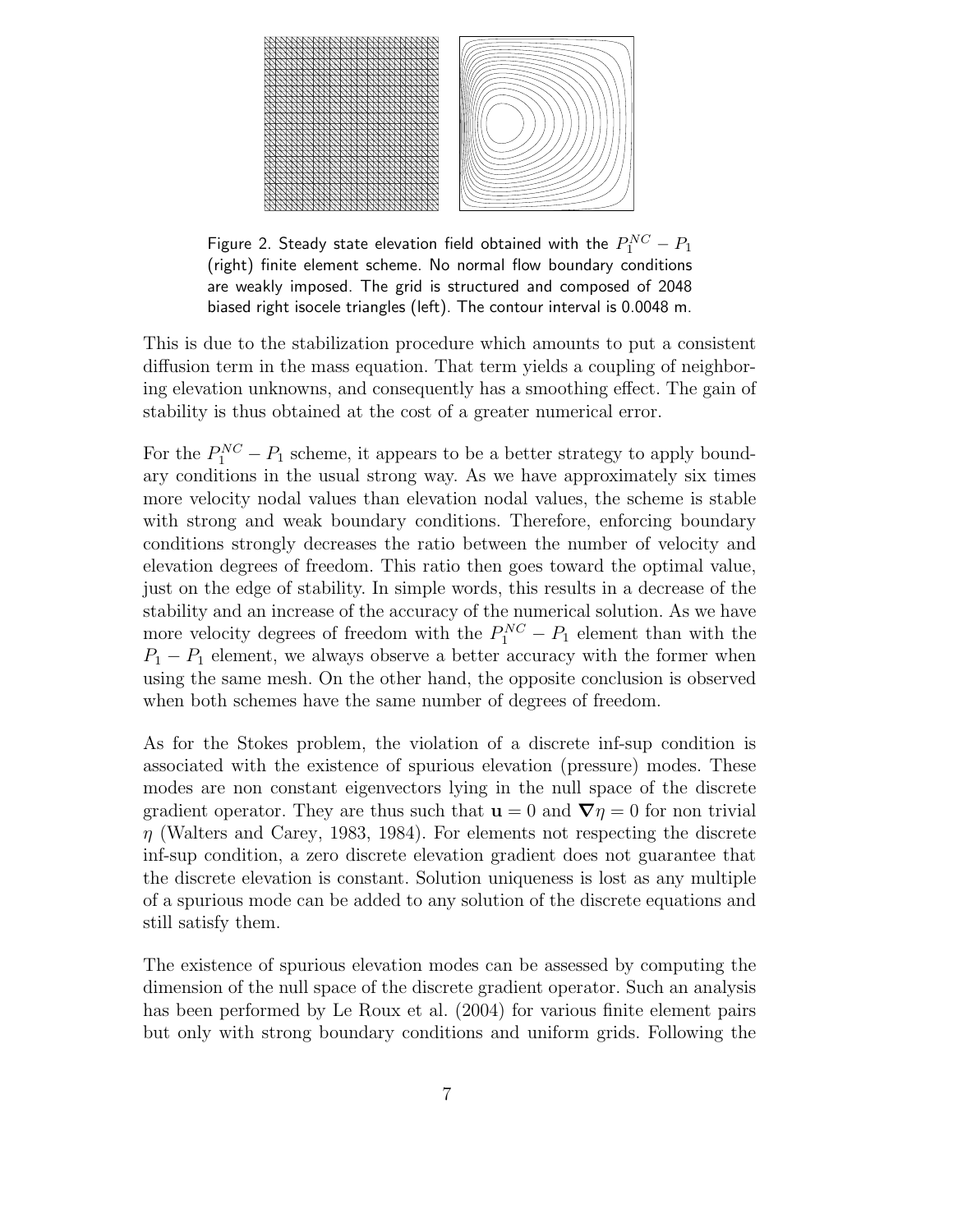Figure 2. Steady state elevation field obtained with the $P_1^{NC} - P_1$ (right) finite element scheme. No normal flow boundary conditions are weakly imposed. The grid is structured and composed of 2048 biased right isocele triangles (left). The contour interval is 0.0048 m.

This is due to the stabilization procedure which amounts to put a consistent diffusion term in the mass equation. That term yields a coupling of neighboring elevation unknowns, and consequently has a smoothing effect. The gain of stability is thus obtained at the cost of a greater numerical error.

For the $P_1^{NC} - P_1$ scheme, it appears to be a better strategy to apply boundary conditions in the usual strong way. As we have approximately six times more velocity nodal values than elevation nodal values, the scheme is stable with strong and weak boundary conditions. Therefore, enforcing boundary conditions strongly decreases the ratio between the number of velocity and elevation degrees of freedom. This ratio then goes toward the optimal value, just on the edge of stability. In simple words, this results in a decrease of the stability and an increase of the accuracy of the numerical solution. As we have more velocity degrees of freedom with the $P_1^{NC} - P_1$ element than with the $P_1 - P_1$ element, we always observe a better accuracy with the former when using the same mesh. On the other hand, the opposite conclusion is observed when both schemes have the same number of degrees of freedom.

As for the Stokes problem, the violation of a discrete inf-sup condition is associated with the existence of spurious elevation (pressure) modes. These modes are non constant eigenvectors lying in the null space of the discrete gradient operator. They are thus such that $\mathbf{u} = 0$ and $\boldsymbol{\nabla}\eta = 0$ for non trivial $\eta$ (Walters and Carey, 1983, 1984). For elements not respecting the discrete inf-sup condition, a zero discrete elevation gradient does not guarantee that the discrete elevation is constant. Solution uniqueness is lost as any multiple of a spurious mode can be added to any solution of the discrete equations and still satisfy them.

The existence of spurious elevation modes can be assessed by computing the dimension of the null space of the discrete gradient operator. Such an analysis has been performed by Le Roux et al. (2004) for various finite element pairs but only with strong boundary conditions and uniform grids. Following the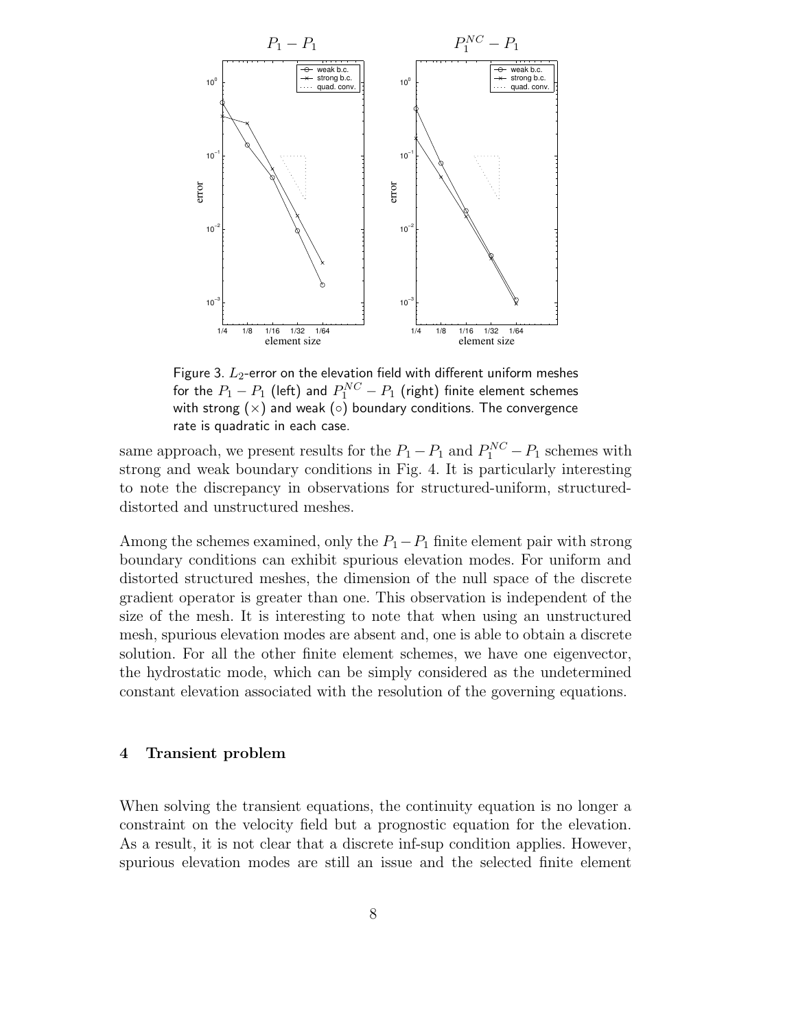Figure 3. $L_2$-error on the elevation field with different uniform meshes for the $P_1 - P_1$ (left) and $P_1^{NC} - P_1$ (right) finite element schemes with strong ($\times$) and weak ($\circ$) boundary conditions. The convergence rate is quadratic in each case.

same approach, we present results for the $P_1 - P_1$ and $P_1^{NC} - P_1$ schemes with strong and weak boundary conditions in Fig. 4. It is particularly interesting to note the discrepancy in observations for structured-uniform, structured-distorted and unstructured meshes.

Among the schemes examined, only the $P_1 - P_1$ finite element pair with strong boundary conditions can exhibit spurious elevation modes. For uniform and distorted structured meshes, the dimension of the null space of the discrete gradient operator is greater than one. This observation is independent of the size of the mesh. It is interesting to note that when using an unstructured mesh, spurious elevation modes are absent and, one is able to obtain a discrete solution. For all the other finite element schemes, we have one eigenvector, the hydrostatic mode, which can be simply considered as the undetermined constant elevation associated with the resolution of the governing equations.

## 4 Transient problem

When solving the transient equations, the continuity equation is no longer a constraint on the velocity field but a prognostic equation for the elevation. As a result, it is not clear that a discrete inf-sup condition applies. However, spurious elevation modes are still an issue and the selected finite element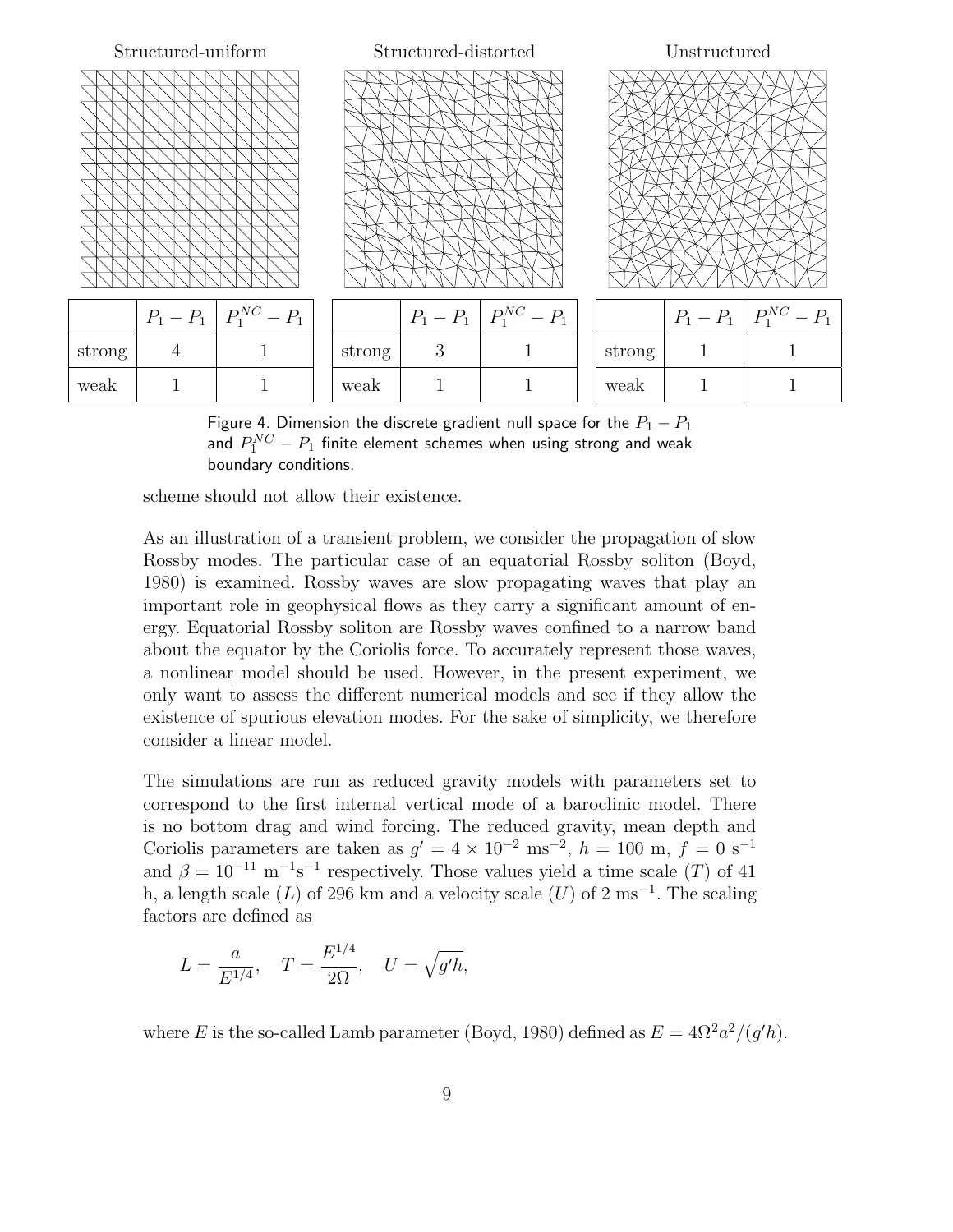Structured-uniform

|  | $P_1 - P_1$ | $P_1^{NC} - P_1$ |
|---|---|---|
| strong | 4 | 1 |
| weak | 1 | 1 |

Structured-distorted

|  | $P_1 - P_1$ | $P_1^{NC} - P_1$ |
|---|---|---|
| strong | 3 | 1 |
| weak | 1 | 1 |

Unstructured

|  | $P_1 - P_1$ | $P_1^{NC} - P_1$ |
|---|---|---|
| strong | 1 | 1 |
| weak | 1 | 1 |

Figure 4. Dimension the discrete gradient null space for the $P_1 - P_1$ and $P_1^{NC} - P_1$ finite element schemes when using strong and weak boundary conditions.

scheme should not allow their existence.

As an illustration of a transient problem, we consider the propagation of slow Rossby modes. The particular case of an equatorial Rossby soliton (Boyd, 1980) is examined. Rossby waves are slow propagating waves that play an important role in geophysical flows as they carry a significant amount of energy. Equatorial Rossby soliton are Rossby waves confined to a narrow band about the equator by the Coriolis force. To accurately represent those waves, a nonlinear model should be used. However, in the present experiment, we only want to assess the different numerical models and see if they allow the existence of spurious elevation modes. For the sake of simplicity, we therefore consider a linear model.

The simulations are run as reduced gravity models with parameters set to correspond to the first internal vertical mode of a baroclinic model. There is no bottom drag and wind forcing. The reduced gravity, mean depth and Coriolis parameters are taken as $g' = 4 \times 10^{-2}$ ms$^{-2}$, $h = 100$ m, $f = 0$ s$^{-1}$ and $\beta = 10^{-11}$ m$^{-1}$s$^{-1}$ respectively. Those values yield a time scale ($T$) of 41 h, a length scale ($L$) of 296 km and a velocity scale ($U$) of 2 ms$^{-1}$. The scaling factors are defined as

$$L = \frac{a}{E^{1/4}}, \quad T = \frac{E^{1/4}}{2\Omega}, \quad U = \sqrt{g'h},$$

where $E$ is the so-called Lamb parameter (Boyd, 1980) defined as $E = 4\Omega^2 a^2/(g'h)$.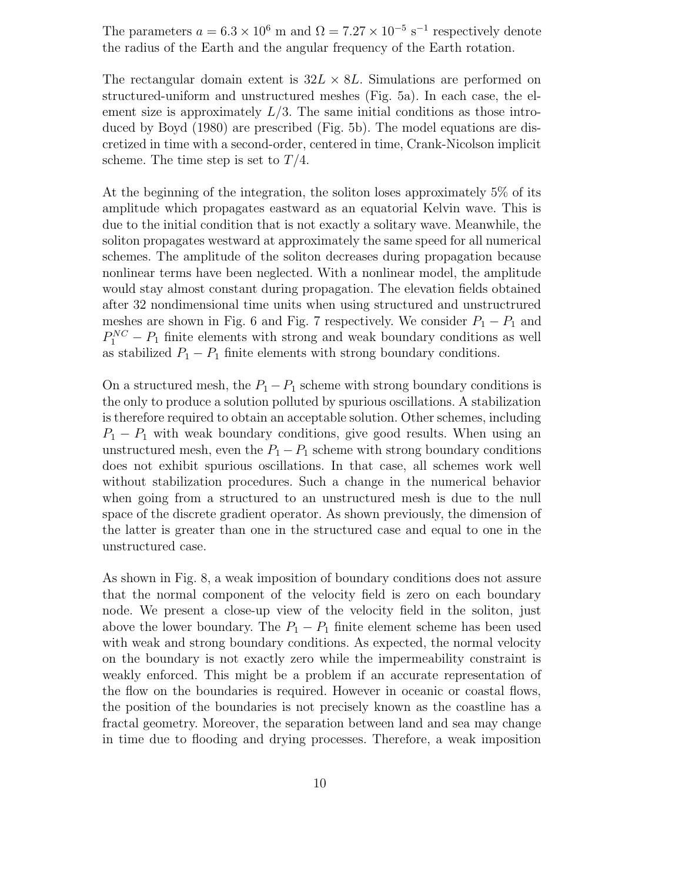The parameters $a = 6.3 \times 10^6$ m and $\Omega = 7.27 \times 10^{-5}$ s$^{-1}$ respectively denote the radius of the Earth and the angular frequency of the Earth rotation.

The rectangular domain extent is $32L \times 8L$. Simulations are performed on structured-uniform and unstructured meshes (Fig. 5a). In each case, the element size is approximately $L/3$. The same initial conditions as those introduced by Boyd (1980) are prescribed (Fig. 5b). The model equations are discretized in time with a second-order, centered in time, Crank-Nicolson implicit scheme. The time step is set to $T/4$.

At the beginning of the integration, the soliton loses approximately 5% of its amplitude which propagates eastward as an equatorial Kelvin wave. This is due to the initial condition that is not exactly a solitary wave. Meanwhile, the soliton propagates westward at approximately the same speed for all numerical schemes. The amplitude of the soliton decreases during propagation because nonlinear terms have been neglected. With a nonlinear model, the amplitude would stay almost constant during propagation. The elevation fields obtained after 32 nondimensional time units when using structured and unstructrured meshes are shown in Fig. 6 and Fig. 7 respectively. We consider $P_1 - P_1$ and $P_1^{NC} - P_1$ finite elements with strong and weak boundary conditions as well as stabilized $P_1 - P_1$ finite elements with strong boundary conditions.

On a structured mesh, the $P_1 - P_1$ scheme with strong boundary conditions is the only to produce a solution polluted by spurious oscillations. A stabilization is therefore required to obtain an acceptable solution. Other schemes, including $P_1 - P_1$ with weak boundary conditions, give good results. When using an unstructured mesh, even the $P_1 - P_1$ scheme with strong boundary conditions does not exhibit spurious oscillations. In that case, all schemes work well without stabilization procedures. Such a change in the numerical behavior when going from a structured to an unstructured mesh is due to the null space of the discrete gradient operator. As shown previously, the dimension of the latter is greater than one in the structured case and equal to one in the unstructured case.

As shown in Fig. 8, a weak imposition of boundary conditions does not assure that the normal component of the velocity field is zero on each boundary node. We present a close-up view of the velocity field in the soliton, just above the lower boundary. The $P_1 - P_1$ finite element scheme has been used with weak and strong boundary conditions. As expected, the normal velocity on the boundary is not exactly zero while the impermeability constraint is weakly enforced. This might be a problem if an accurate representation of the flow on the boundaries is required. However in oceanic or coastal flows, the position of the boundaries is not precisely known as the coastline has a fractal geometry. Moreover, the separation between land and sea may change in time due to flooding and drying processes. Therefore, a weak imposition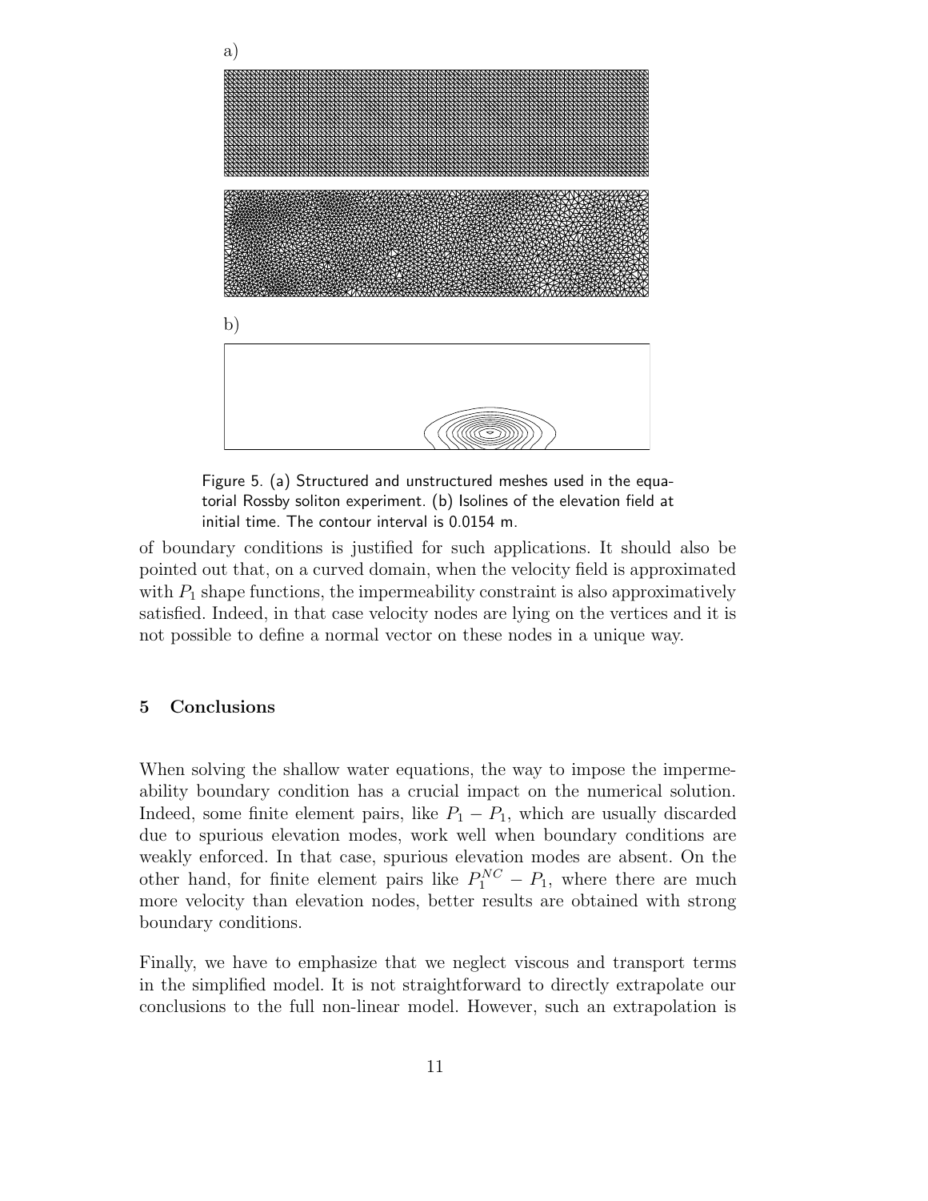a)

b)

Figure 5. (a) Structured and unstructured meshes used in the equatorial Rossby soliton experiment. (b) Isolines of the elevation field at initial time. The contour interval is 0.0154 m.

of boundary conditions is justified for such applications. It should also be pointed out that, on a curved domain, when the velocity field is approximated with $P_1$ shape functions, the impermeability constraint is also approximatively satisfied. Indeed, in that case velocity nodes are lying on the vertices and it is not possible to define a normal vector on these nodes in a unique way.

## 5 Conclusions

When solving the shallow water equations, the way to impose the impermeability boundary condition has a crucial impact on the numerical solution. Indeed, some finite element pairs, like $P_1 - P_1$, which are usually discarded due to spurious elevation modes, work well when boundary conditions are weakly enforced. In that case, spurious elevation modes are absent. On the other hand, for finite element pairs like $P_1^{NC} - P_1$, where there are much more velocity than elevation nodes, better results are obtained with strong boundary conditions.

Finally, we have to emphasize that we neglect viscous and transport terms in the simplified model. It is not straightforward to directly extrapolate our conclusions to the full non-linear model. However, such an extrapolation is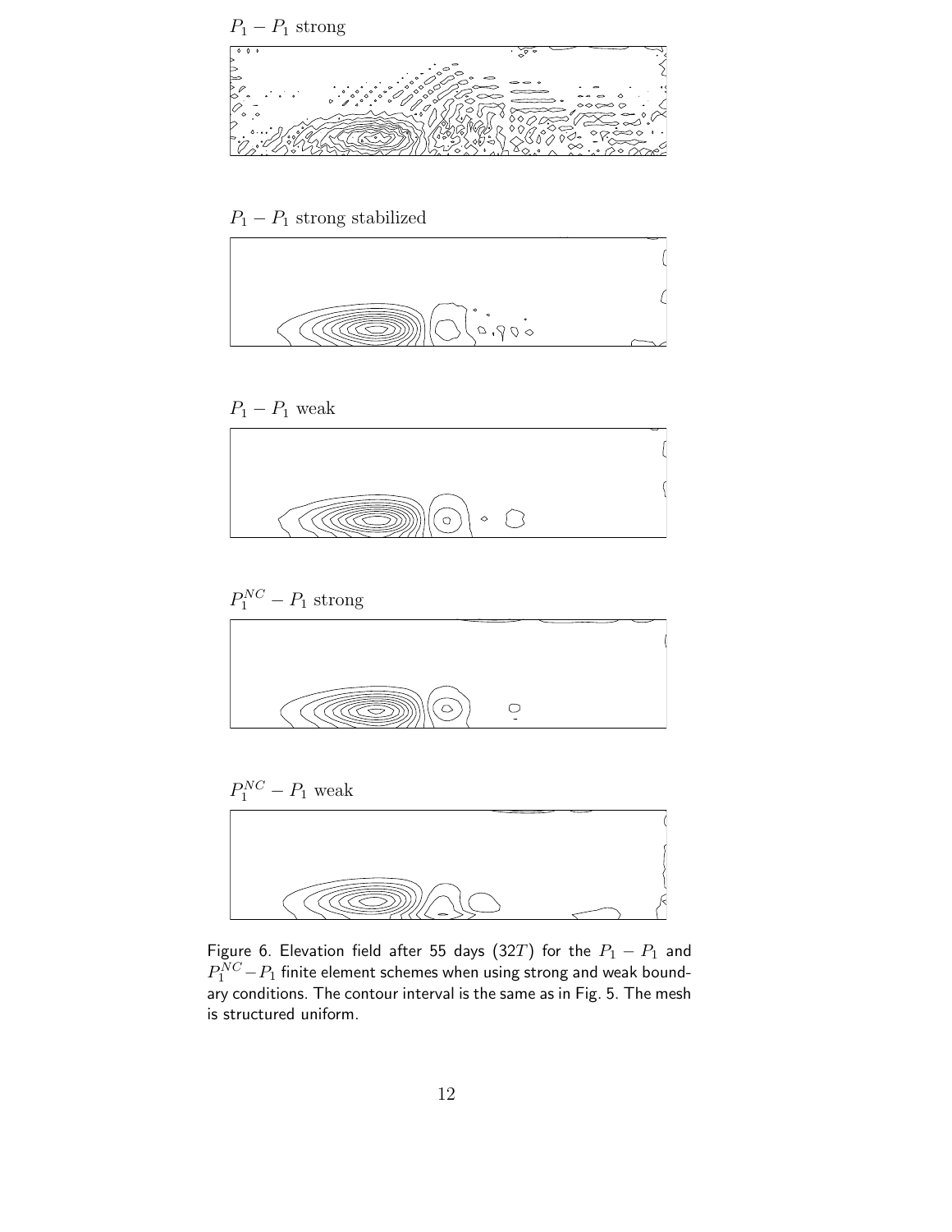$P_1 - P_1$ strong

$P_1 - P_1$ strong stabilized

$P_1 - P_1$ weak

$P_1^{NC} - P_1$ strong

$P_1^{NC} - P_1$ weak

Figure 6. Elevation field after 55 days ($32T$) for the $P_1 - P_1$ and $P_1^{NC} - P_1$ finite element schemes when using strong and weak boundary conditions. The contour interval is the same as in Fig. 5. The mesh is structured uniform.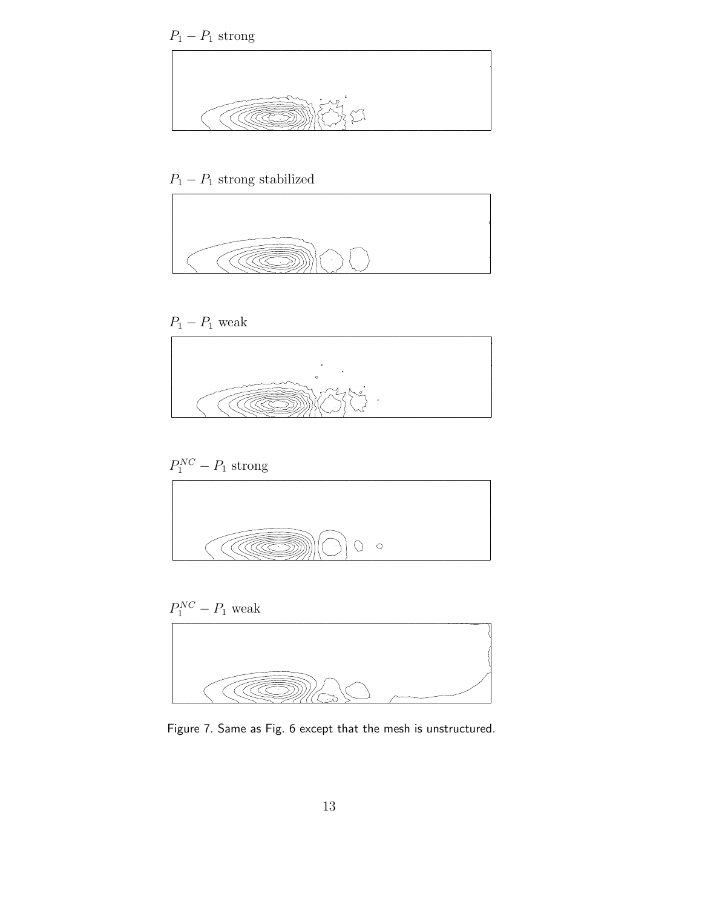$P_1 - P_1$ strong

$P_1 - P_1$ strong stabilized

$P_1 - P_1$ weak

$P_1^{NC} - P_1$ strong

$P_1^{NC} - P_1$ weak

Figure 7. Same as Fig. 6 except that the mesh is unstructured.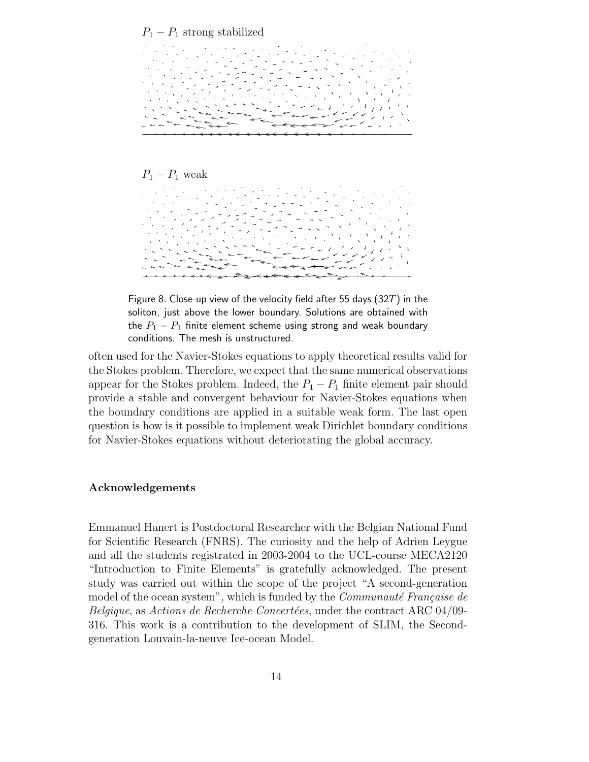$P_1 - P_1$ strong stabilized

$P_1 - P_1$ weak

Figure 8. Close-up view of the velocity field after 55 days ($32T$) in the soliton, just above the lower boundary. Solutions are obtained with the $P_1 - P_1$ finite element scheme using strong and weak boundary conditions. The mesh is unstructured.

often used for the Navier-Stokes equations to apply theoretical results valid for the Stokes problem. Therefore, we expect that the same numerical observations appear for the Stokes problem. Indeed, the $P_1 - P_1$ finite element pair should provide a stable and convergent behaviour for Navier-Stokes equations when the boundary conditions are applied in a suitable weak form. The last open question is how is it possible to implement weak Dirichlet boundary conditions for Navier-Stokes equations without deteriorating the global accuracy.

### Acknowledgements

Emmanuel Hanert is Postdoctoral Researcher with the Belgian National Fund for Scientific Research (FNRS). The curiosity and the help of Adrien Leygue and all the students registrated in 2003-2004 to the UCL-course MECA2120 "Introduction to Finite Elements" is gratefully acknowledged. The present study was carried out within the scope of the project "A second-generation model of the ocean system", which is funded by the *Communauté Française de Belgique*, as *Actions de Recherche Concertées*, under the contract ARC 04/09-316. This work is a contribution to the development of SLIM, the Second-generation Louvain-la-neuve Ice-ocean Model.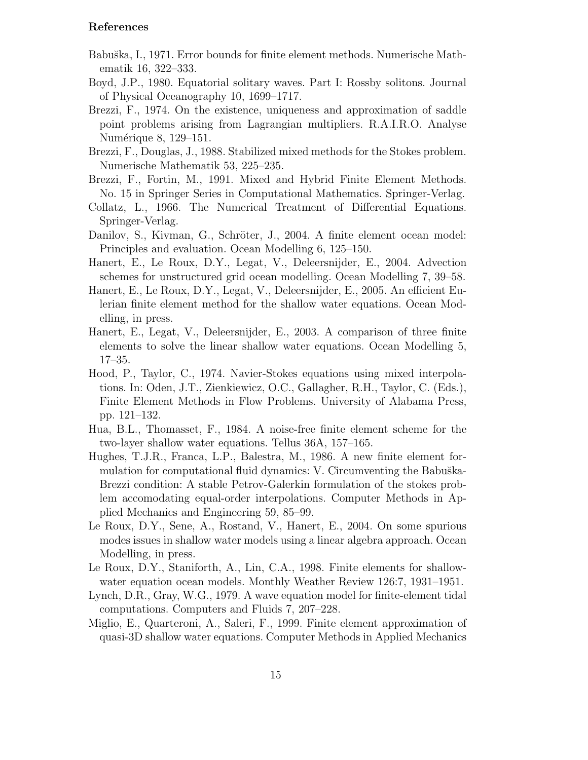# References

Babuška, I., 1971. Error bounds for finite element methods. Numerische Mathematik 16, 322–333.

Boyd, J.P., 1980. Equatorial solitary waves. Part I: Rossby solitons. Journal of Physical Oceanography 10, 1699–1717.

Brezzi, F., 1974. On the existence, uniqueness and approximation of saddle point problems arising from Lagrangian multipliers. R.A.I.R.O. Analyse Numérique 8, 129–151.

Brezzi, F., Douglas, J., 1988. Stabilized mixed methods for the Stokes problem. Numerische Mathematik 53, 225–235.

Brezzi, F., Fortin, M., 1991. Mixed and Hybrid Finite Element Methods. No. 15 in Springer Series in Computational Mathematics. Springer-Verlag.

Collatz, L., 1966. The Numerical Treatment of Differential Equations. Springer-Verlag.

Danilov, S., Kivman, G., Schröter, J., 2004. A finite element ocean model: Principles and evaluation. Ocean Modelling 6, 125–150.

Hanert, E., Le Roux, D.Y., Legat, V., Deleersnijder, E., 2004. Advection schemes for unstructured grid ocean modelling. Ocean Modelling 7, 39–58.

Hanert, E., Le Roux, D.Y., Legat, V., Deleersnijder, E., 2005. An efficient Eulerian finite element method for the shallow water equations. Ocean Modelling, in press.

Hanert, E., Legat, V., Deleersnijder, E., 2003. A comparison of three finite elements to solve the linear shallow water equations. Ocean Modelling 5, 17–35.

Hood, P., Taylor, C., 1974. Navier-Stokes equations using mixed interpolations. In: Oden, J.T., Zienkiewicz, O.C., Gallagher, R.H., Taylor, C. (Eds.), Finite Element Methods in Flow Problems. University of Alabama Press, pp. 121–132.

Hua, B.L., Thomasset, F., 1984. A noise-free finite element scheme for the two-layer shallow water equations. Tellus 36A, 157–165.

Hughes, T.J.R., Franca, L.P., Balestra, M., 1986. A new finite element formulation for computational fluid dynamics: V. Circumventing the Babuška-Brezzi condition: A stable Petrov-Galerkin formulation of the stokes problem accomodating equal-order interpolations. Computer Methods in Applied Mechanics and Engineering 59, 85–99.

Le Roux, D.Y., Sene, A., Rostand, V., Hanert, E., 2004. On some spurious modes issues in shallow water models using a linear algebra approach. Ocean Modelling, in press.

Le Roux, D.Y., Staniforth, A., Lin, C.A., 1998. Finite elements for shallow-water equation ocean models. Monthly Weather Review 126:7, 1931–1951.

Lynch, D.R., Gray, W.G., 1979. A wave equation model for finite-element tidal computations. Computers and Fluids 7, 207–228.

Miglio, E., Quarteroni, A., Saleri, F., 1999. Finite element approximation of quasi-3D shallow water equations. Computer Methods in Applied Mechanics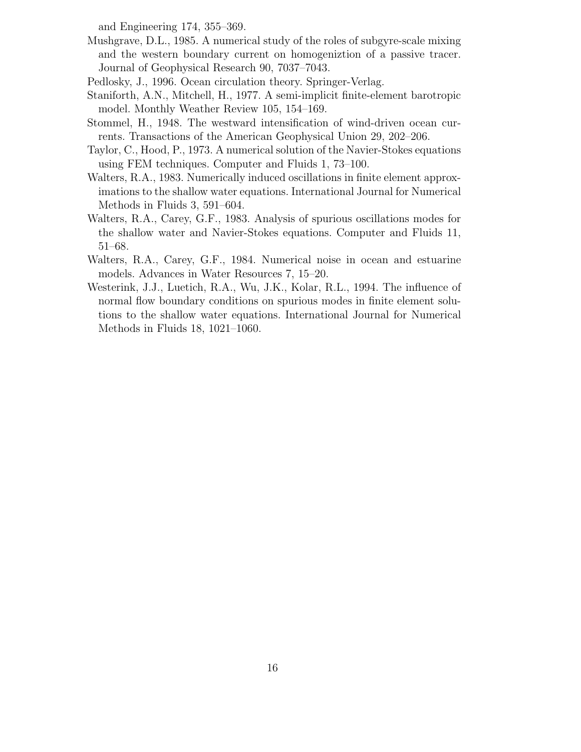and Engineering 174, 355–369.

Mushgrave, D.L., 1985. A numerical study of the roles of subgyre-scale mixing and the western boundary current on homogeniztion of a passive tracer. Journal of Geophysical Research 90, 7037–7043.

Pedlosky, J., 1996. Ocean circulation theory. Springer-Verlag.

Staniforth, A.N., Mitchell, H., 1977. A semi-implicit finite-element barotropic model. Monthly Weather Review 105, 154–169.

Stommel, H., 1948. The westward intensification of wind-driven ocean currents. Transactions of the American Geophysical Union 29, 202–206.

Taylor, C., Hood, P., 1973. A numerical solution of the Navier-Stokes equations using FEM techniques. Computer and Fluids 1, 73–100.

Walters, R.A., 1983. Numerically induced oscillations in finite element approximations to the shallow water equations. International Journal for Numerical Methods in Fluids 3, 591–604.

Walters, R.A., Carey, G.F., 1983. Analysis of spurious oscillations modes for the shallow water and Navier-Stokes equations. Computer and Fluids 11, 51–68.

Walters, R.A., Carey, G.F., 1984. Numerical noise in ocean and estuarine models. Advances in Water Resources 7, 15–20.

Westerink, J.J., Luetich, R.A., Wu, J.K., Kolar, R.L., 1994. The influence of normal flow boundary conditions on spurious modes in finite element solutions to the shallow water equations. International Journal for Numerical Methods in Fluids 18, 1021–1060.